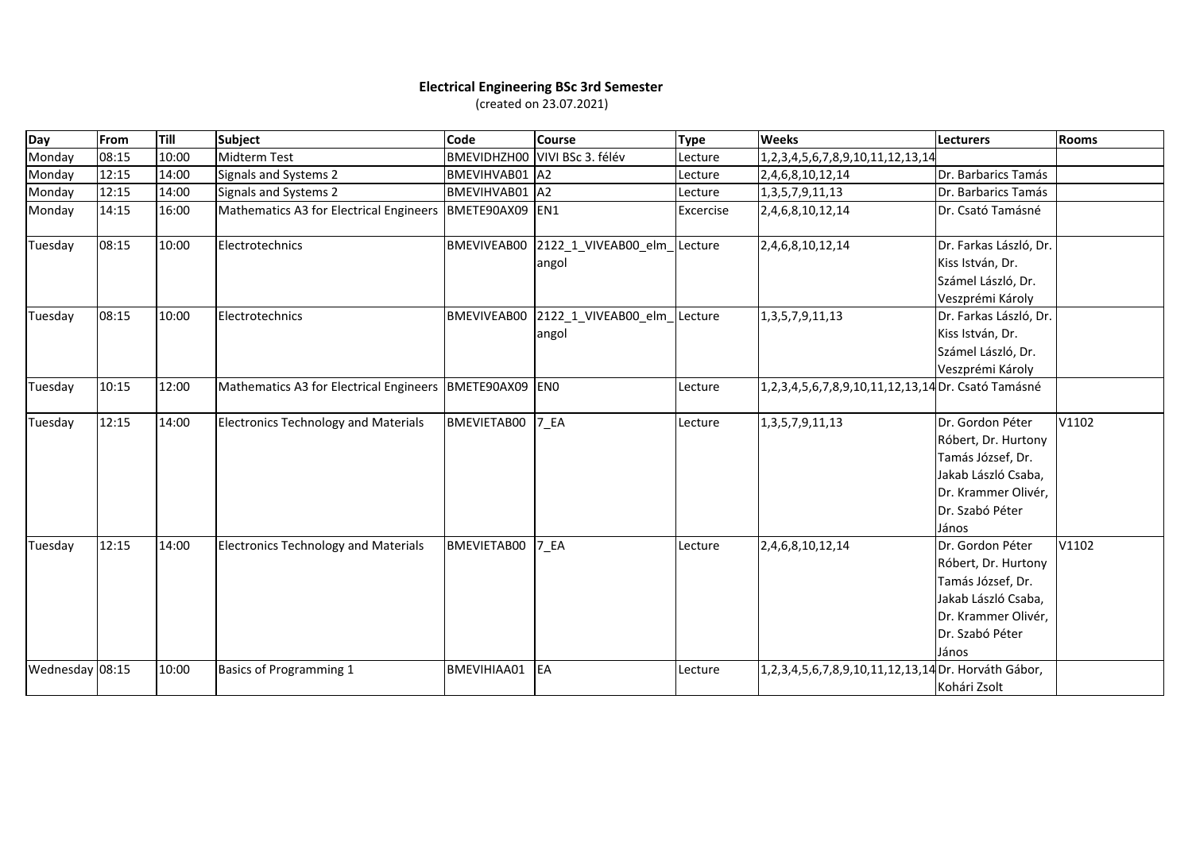**Electrical Engineering BSc 3rd Semester**
(created on 23.07.2021)

| Day | From | Till | Subject | Code | Course | Type | Weeks | Lecturers | Rooms |
|---|---|---|---|---|---|---|---|---|---|
| Monday | 08:15 | 10:00 | Midterm Test | BMEVIDHZH00 | VIVI BSc 3. félév | Lecture | 1,2,3,4,5,6,7,8,9,10,11,12,13,14 | | |
| Monday | 12:15 | 14:00 | Signals and Systems 2 | BMEVIHVAB01 | A2 | Lecture | 2,4,6,8,10,12,14 | Dr. Barbarics Tamás | |
| Monday | 12:15 | 14:00 | Signals and Systems 2 | BMEVIHVAB01 | A2 | Lecture | 1,3,5,7,9,11,13 | Dr. Barbarics Tamás | |
| Monday | 14:15 | 16:00 | Mathematics A3 for Electrical Engineers | BMETE90AX09 | EN1 | Excercise | 2,4,6,8,10,12,14 | Dr. Csató Tamásné | |
| Tuesday | 08:15 | 10:00 | Electrotechnics | BMEVIVEAB00 | 2122_1_VIVEAB00_elm_angol | Lecture | 2,4,6,8,10,12,14 | Dr. Farkas László, Dr. Kiss István, Dr. Számel László, Dr. Veszprémi Károly | |
| Tuesday | 08:15 | 10:00 | Electrotechnics | BMEVIVEAB00 | 2122_1_VIVEAB00_elm_angol | Lecture | 1,3,5,7,9,11,13 | Dr. Farkas László, Dr. Kiss István, Dr. Számel László, Dr. Veszprémi Károly | |
| Tuesday | 10:15 | 12:00 | Mathematics A3 for Electrical Engineers | BMETE90AX09 | EN0 | Lecture | 1,2,3,4,5,6,7,8,9,10,11,12,13,14 | Dr. Csató Tamásné | |
| Tuesday | 12:15 | 14:00 | Electronics Technology and Materials | BMEVIETAB00 | 7_EA | Lecture | 1,3,5,7,9,11,13 | Dr. Gordon Péter Róbert, Dr. Hurtony Tamás József, Dr. Jakab László Csaba, Dr. Krammer Olivér, Dr. Szabó Péter János | V1102 |
| Tuesday | 12:15 | 14:00 | Electronics Technology and Materials | BMEVIETAB00 | 7_EA | Lecture | 2,4,6,8,10,12,14 | Dr. Gordon Péter Róbert, Dr. Hurtony Tamás József, Dr. Jakab László Csaba, Dr. Krammer Olivér, Dr. Szabó Péter János | V1102 |
| Wednesday | 08:15 | 10:00 | Basics of Programming 1 | BMEVIHIAA01 | EA | Lecture | 1,2,3,4,5,6,7,8,9,10,11,12,13,14 | Dr. Horváth Gábor, Kohári Zsolt | |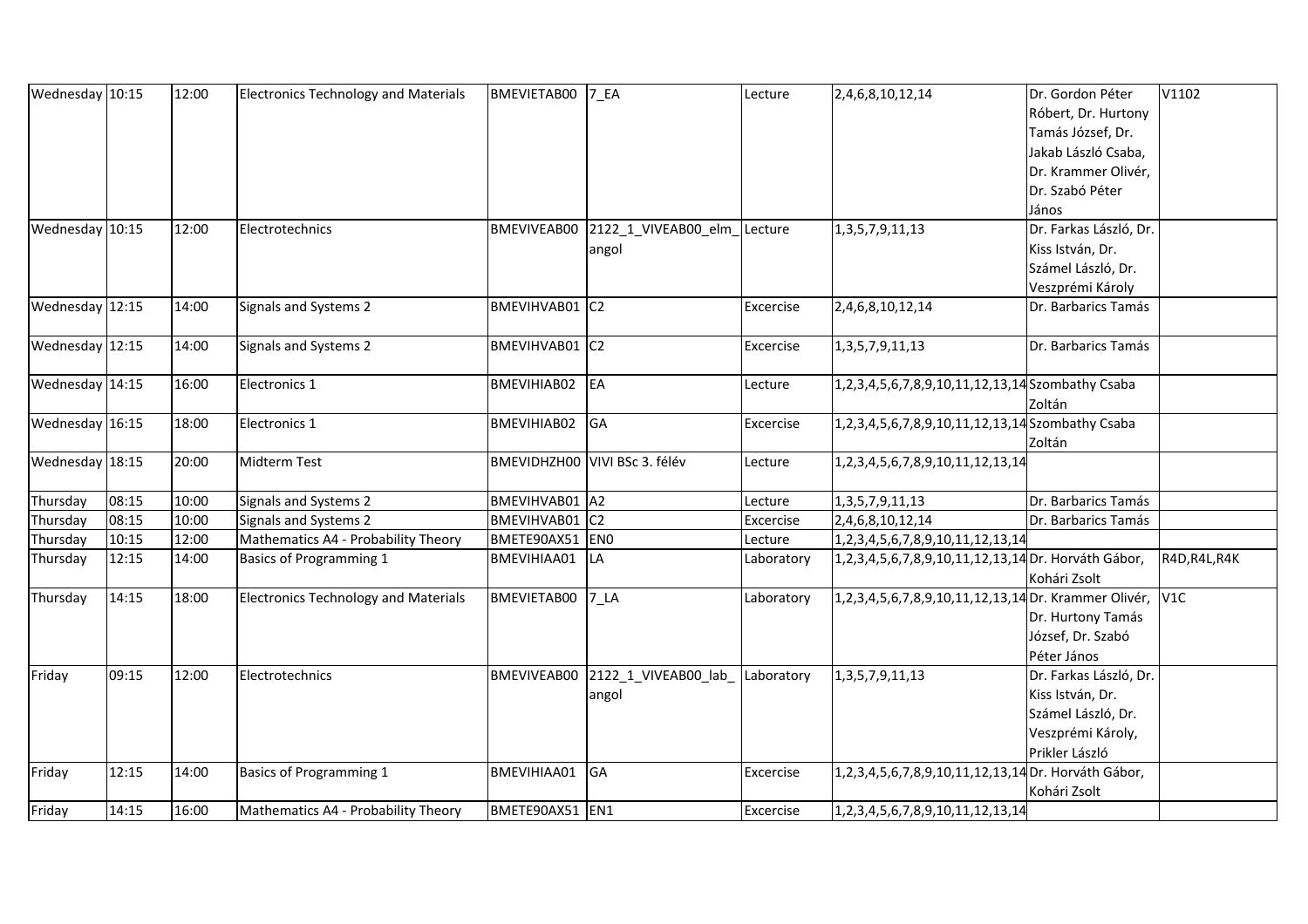| | | | | | | | | | |
|---|---|---|---|---|---|---|---|---|---|
| Wednesday | 10:15 | 12:00 | Electronics Technology and Materials | BMEVIETAB00 | 7_EA | Lecture | 2,4,6,8,10,12,14 | Dr. Gordon Péter Róbert, Dr. Hurtony Tamás József, Dr. Jakab László Csaba, Dr. Krammer Olivér, Dr. Szabó Péter János | V1102 |
| Wednesday | 10:15 | 12:00 | Electrotechnics | BMEVIVEAB00 | 2122_1_VIVEAB00_elm_angol | Lecture | 1,3,5,7,9,11,13 | Dr. Farkas László, Dr. Kiss István, Dr. Számel László, Dr. Veszprémi Károly | |
| Wednesday | 12:15 | 14:00 | Signals and Systems 2 | BMEVIHVAB01 | C2 | Excercise | 2,4,6,8,10,12,14 | Dr. Barbarics Tamás | |
| Wednesday | 12:15 | 14:00 | Signals and Systems 2 | BMEVIHVAB01 | C2 | Excercise | 1,3,5,7,9,11,13 | Dr. Barbarics Tamás | |
| Wednesday | 14:15 | 16:00 | Electronics 1 | BMEVIHIAB02 | EA | Lecture | 1,2,3,4,5,6,7,8,9,10,11,12,13,14 | Szombathy Csaba Zoltán | |
| Wednesday | 16:15 | 18:00 | Electronics 1 | BMEVIHIAB02 | GA | Excercise | 1,2,3,4,5,6,7,8,9,10,11,12,13,14 | Szombathy Csaba Zoltán | |
| Wednesday | 18:15 | 20:00 | Midterm Test | BMEVIDHZH00 | VIVI BSc 3. félév | Lecture | 1,2,3,4,5,6,7,8,9,10,11,12,13,14 | | |
| Thursday | 08:15 | 10:00 | Signals and Systems 2 | BMEVIHVAB01 | A2 | Lecture | 1,3,5,7,9,11,13 | Dr. Barbarics Tamás | |
| Thursday | 08:15 | 10:00 | Signals and Systems 2 | BMEVIHVAB01 | C2 | Excercise | 2,4,6,8,10,12,14 | Dr. Barbarics Tamás | |
| Thursday | 10:15 | 12:00 | Mathematics A4 - Probability Theory | BMETE90AX51 | EN0 | Lecture | 1,2,3,4,5,6,7,8,9,10,11,12,13,14 | | |
| Thursday | 12:15 | 14:00 | Basics of Programming 1 | BMEVIHIAA01 | LA | Laboratory | 1,2,3,4,5,6,7,8,9,10,11,12,13,14 | Dr. Horváth Gábor, Kohári Zsolt | R4D,R4L,R4K |
| Thursday | 14:15 | 18:00 | Electronics Technology and Materials | BMEVIETAB00 | 7_LA | Laboratory | 1,2,3,4,5,6,7,8,9,10,11,12,13,14 | Dr. Krammer Olivér, Dr. Hurtony Tamás József, Dr. Szabó Péter János | V1C |
| Friday | 09:15 | 12:00 | Electrotechnics | BMEVIVEAB00 | 2122_1_VIVEAB00_lab_angol | Laboratory | 1,3,5,7,9,11,13 | Dr. Farkas László, Dr. Kiss István, Dr. Számel László, Dr. Veszprémi Károly, Prikler László | |
| Friday | 12:15 | 14:00 | Basics of Programming 1 | BMEVIHIAA01 | GA | Excercise | 1,2,3,4,5,6,7,8,9,10,11,12,13,14 | Dr. Horváth Gábor, Kohári Zsolt | |
| Friday | 14:15 | 16:00 | Mathematics A4 - Probability Theory | BMETE90AX51 | EN1 | Excercise | 1,2,3,4,5,6,7,8,9,10,11,12,13,14 | | |